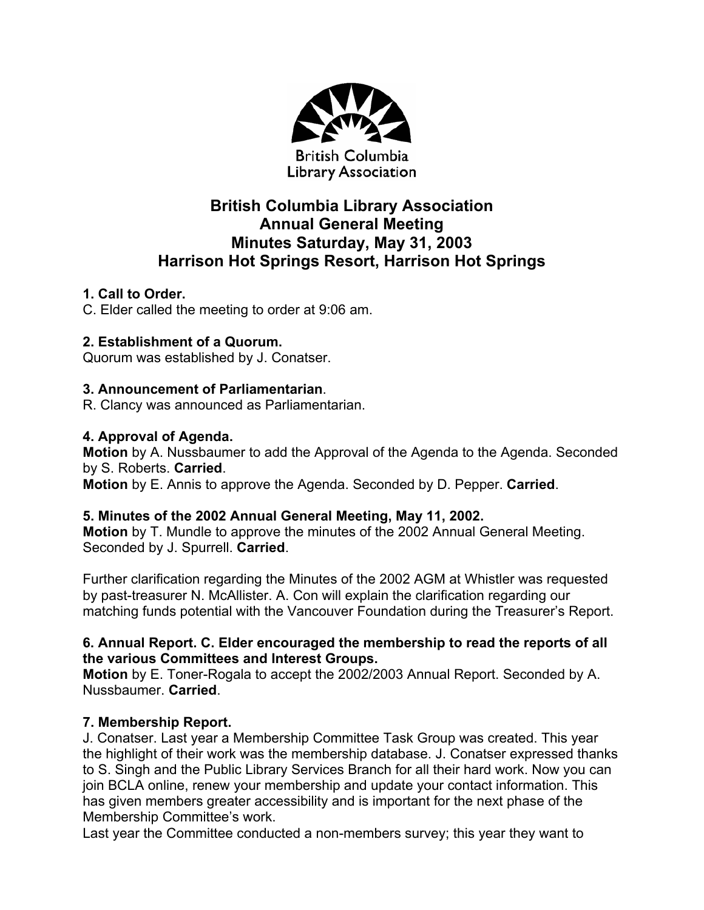British Columbia Library Association

# British Columbia Library Association
# Annual General Meeting
# Minutes Saturday, May 31, 2003
# Harrison Hot Springs Resort, Harrison Hot Springs

**1. Call to Order.**
C. Elder called the meeting to order at 9:06 am.

**2. Establishment of a Quorum.**
Quorum was established by J. Conatser.

**3. Announcement of Parliamentarian**.
R. Clancy was announced as Parliamentarian.

**4. Approval of Agenda.**
**Motion** by A. Nussbaumer to add the Approval of the Agenda to the Agenda. Seconded by S. Roberts. **Carried**.
**Motion** by E. Annis to approve the Agenda. Seconded by D. Pepper. **Carried**.

**5. Minutes of the 2002 Annual General Meeting, May 11, 2002.**
**Motion** by T. Mundle to approve the minutes of the 2002 Annual General Meeting. Seconded by J. Spurrell. **Carried**.

Further clarification regarding the Minutes of the 2002 AGM at Whistler was requested by past-treasurer N. McAllister. A. Con will explain the clarification regarding our matching funds potential with the Vancouver Foundation during the Treasurer's Report.

**6. Annual Report. C. Elder encouraged the membership to read the reports of all the various Committees and Interest Groups.**
**Motion** by E. Toner-Rogala to accept the 2002/2003 Annual Report. Seconded by A. Nussbaumer. **Carried**.

**7. Membership Report.**
J. Conatser. Last year a Membership Committee Task Group was created. This year the highlight of their work was the membership database. J. Conatser expressed thanks to S. Singh and the Public Library Services Branch for all their hard work. Now you can join BCLA online, renew your membership and update your contact information. This has given members greater accessibility and is important for the next phase of the Membership Committee's work.
Last year the Committee conducted a non-members survey; this year they want to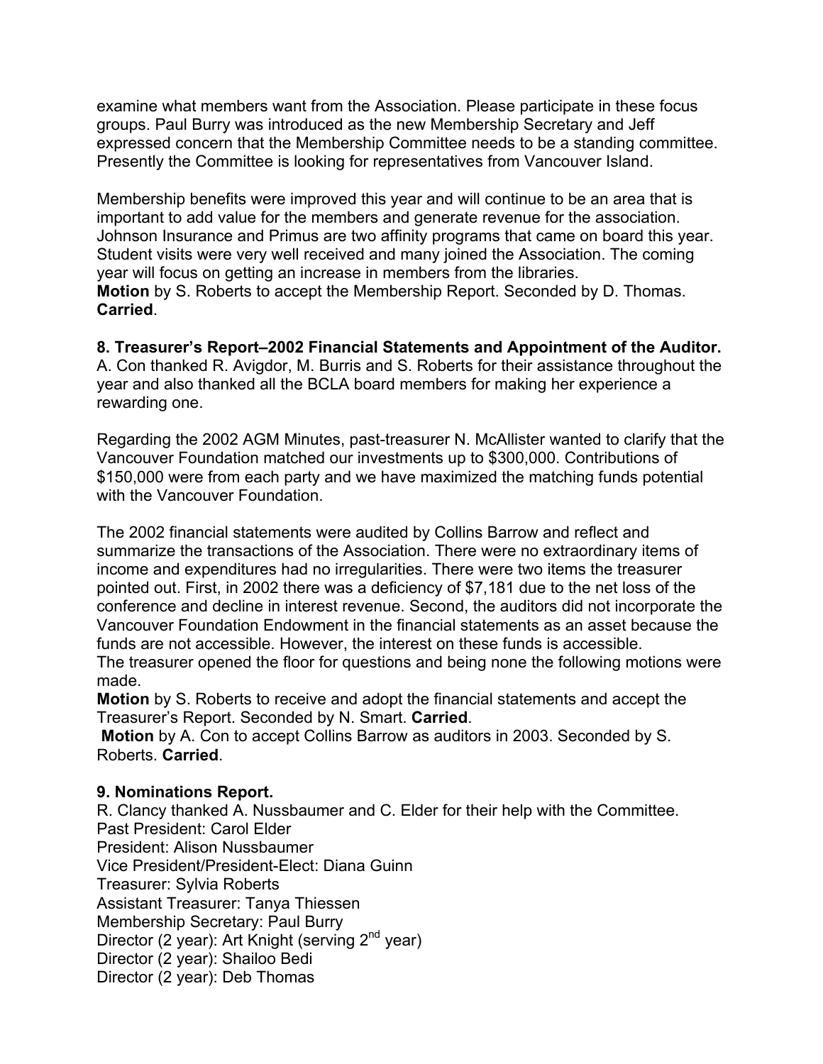examine what members want from the Association. Please participate in these focus groups. Paul Burry was introduced as the new Membership Secretary and Jeff expressed concern that the Membership Committee needs to be a standing committee. Presently the Committee is looking for representatives from Vancouver Island.

Membership benefits were improved this year and will continue to be an area that is important to add value for the members and generate revenue for the association. Johnson Insurance and Primus are two affinity programs that came on board this year. Student visits were very well received and many joined the Association. The coming year will focus on getting an increase in members from the libraries.
**Motion** by S. Roberts to accept the Membership Report. Seconded by D. Thomas. **Carried**.

**8. Treasurer's Report–2002 Financial Statements and Appointment of the Auditor.**
A. Con thanked R. Avigdor, M. Burris and S. Roberts for their assistance throughout the year and also thanked all the BCLA board members for making her experience a rewarding one.

Regarding the 2002 AGM Minutes, past-treasurer N. McAllister wanted to clarify that the Vancouver Foundation matched our investments up to $300,000. Contributions of $150,000 were from each party and we have maximized the matching funds potential with the Vancouver Foundation.

The 2002 financial statements were audited by Collins Barrow and reflect and summarize the transactions of the Association. There were no extraordinary items of income and expenditures had no irregularities. There were two items the treasurer pointed out. First, in 2002 there was a deficiency of $7,181 due to the net loss of the conference and decline in interest revenue. Second, the auditors did not incorporate the Vancouver Foundation Endowment in the financial statements as an asset because the funds are not accessible. However, the interest on these funds is accessible.
The treasurer opened the floor for questions and being none the following motions were made.
**Motion** by S. Roberts to receive and adopt the financial statements and accept the Treasurer's Report. Seconded by N. Smart. **Carried**.
**Motion** by A. Con to accept Collins Barrow as auditors in 2003. Seconded by S. Roberts. **Carried**.

**9. Nominations Report.**
R. Clancy thanked A. Nussbaumer and C. Elder for their help with the Committee.
Past President: Carol Elder
President: Alison Nussbaumer
Vice President/President-Elect: Diana Guinn
Treasurer: Sylvia Roberts
Assistant Treasurer: Tanya Thiessen
Membership Secretary: Paul Burry
Director (2 year): Art Knight (serving 2nd year)
Director (2 year): Shailoo Bedi
Director (2 year): Deb Thomas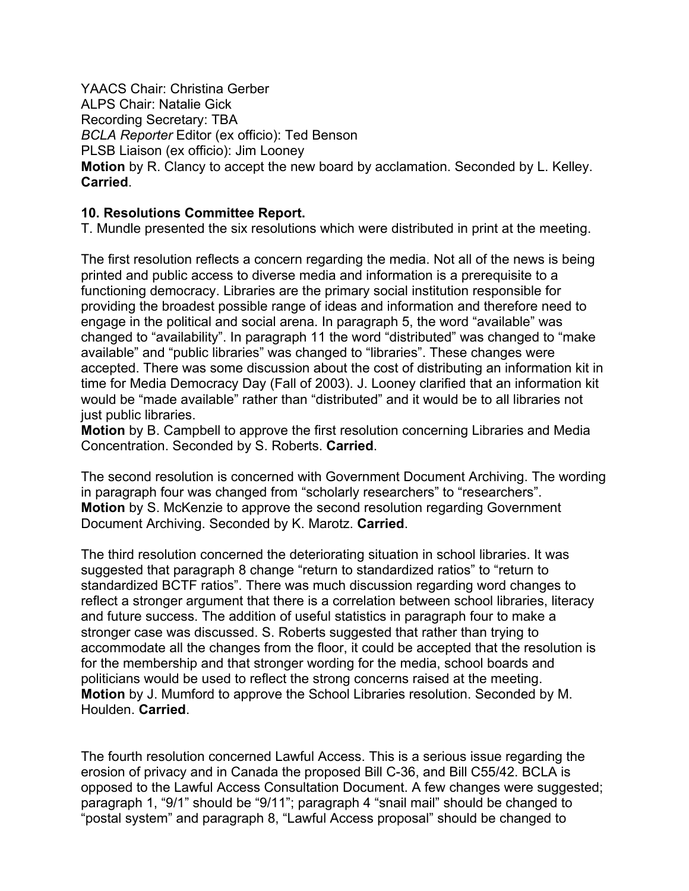YAACS Chair: Christina Gerber
ALPS Chair: Natalie Gick
Recording Secretary: TBA
*BCLA Reporter* Editor (ex officio): Ted Benson
PLSB Liaison (ex officio): Jim Looney
**Motion** by R. Clancy to accept the new board by acclamation. Seconded by L. Kelley. **Carried**.

**10. Resolutions Committee Report.**
T. Mundle presented the six resolutions which were distributed in print at the meeting.

The first resolution reflects a concern regarding the media. Not all of the news is being printed and public access to diverse media and information is a prerequisite to a functioning democracy. Libraries are the primary social institution responsible for providing the broadest possible range of ideas and information and therefore need to engage in the political and social arena. In paragraph 5, the word "available" was changed to "availability". In paragraph 11 the word "distributed" was changed to "make available" and "public libraries" was changed to "libraries". These changes were accepted. There was some discussion about the cost of distributing an information kit in time for Media Democracy Day (Fall of 2003). J. Looney clarified that an information kit would be "made available" rather than "distributed" and it would be to all libraries not just public libraries.
**Motion** by B. Campbell to approve the first resolution concerning Libraries and Media Concentration. Seconded by S. Roberts. **Carried**.

The second resolution is concerned with Government Document Archiving. The wording in paragraph four was changed from "scholarly researchers" to "researchers".
**Motion** by S. McKenzie to approve the second resolution regarding Government Document Archiving. Seconded by K. Marotz. **Carried**.

The third resolution concerned the deteriorating situation in school libraries. It was suggested that paragraph 8 change "return to standardized ratios" to "return to standardized BCTF ratios". There was much discussion regarding word changes to reflect a stronger argument that there is a correlation between school libraries, literacy and future success. The addition of useful statistics in paragraph four to make a stronger case was discussed. S. Roberts suggested that rather than trying to accommodate all the changes from the floor, it could be accepted that the resolution is for the membership and that stronger wording for the media, school boards and politicians would be used to reflect the strong concerns raised at the meeting.
**Motion** by J. Mumford to approve the School Libraries resolution. Seconded by M. Houlden. **Carried**.

The fourth resolution concerned Lawful Access. This is a serious issue regarding the erosion of privacy and in Canada the proposed Bill C-36, and Bill C55/42. BCLA is opposed to the Lawful Access Consultation Document. A few changes were suggested; paragraph 1, "9/1" should be "9/11"; paragraph 4 "snail mail" should be changed to "postal system" and paragraph 8, "Lawful Access proposal" should be changed to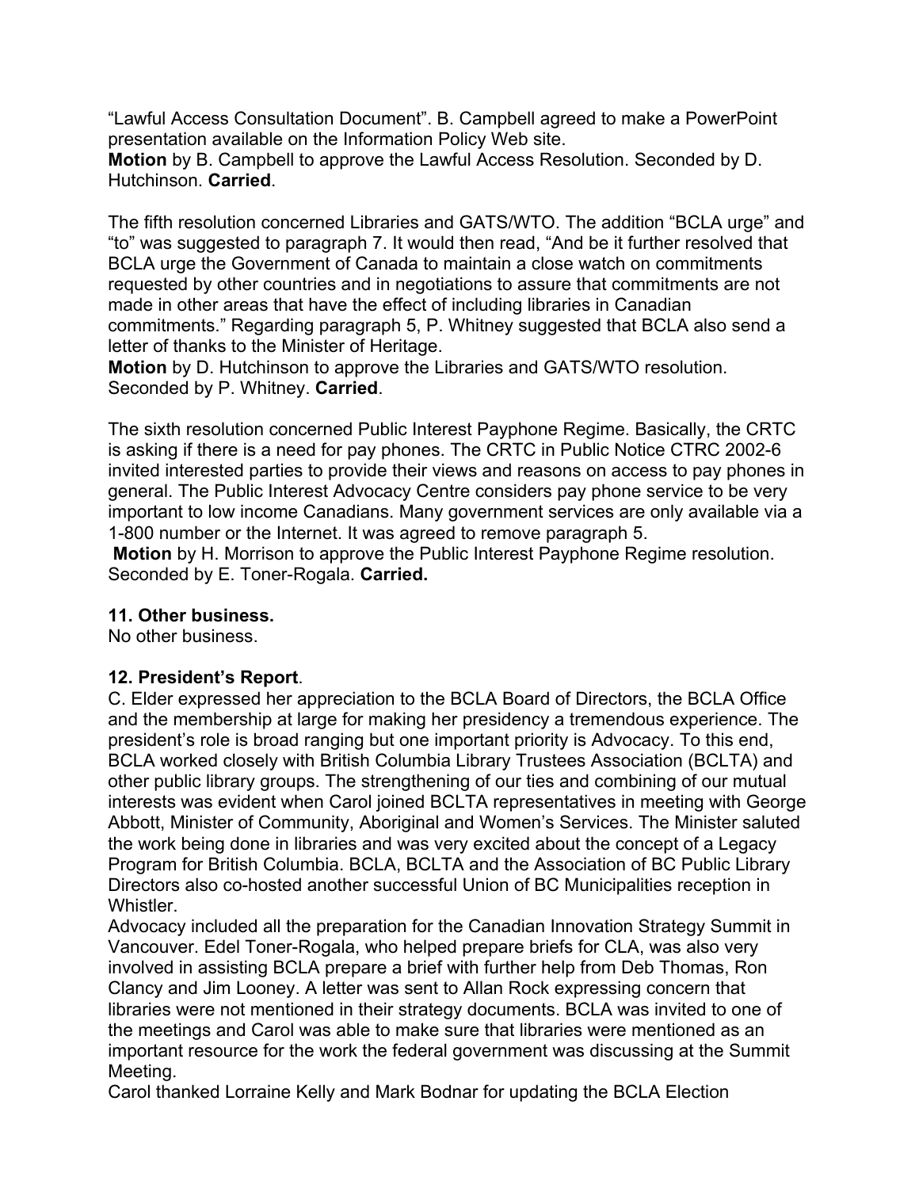“Lawful Access Consultation Document”. B. Campbell agreed to make a PowerPoint presentation available on the Information Policy Web site.
**Motion** by B. Campbell to approve the Lawful Access Resolution. Seconded by D. Hutchinson. **Carried**.

The fifth resolution concerned Libraries and GATS/WTO. The addition “BCLA urge” and “to” was suggested to paragraph 7. It would then read, “And be it further resolved that BCLA urge the Government of Canada to maintain a close watch on commitments requested by other countries and in negotiations to assure that commitments are not made in other areas that have the effect of including libraries in Canadian commitments.” Regarding paragraph 5, P. Whitney suggested that BCLA also send a letter of thanks to the Minister of Heritage.
**Motion** by D. Hutchinson to approve the Libraries and GATS/WTO resolution. Seconded by P. Whitney. **Carried**.

The sixth resolution concerned Public Interest Payphone Regime. Basically, the CRTC is asking if there is a need for pay phones. The CRTC in Public Notice CTRC 2002-6 invited interested parties to provide their views and reasons on access to pay phones in general. The Public Interest Advocacy Centre considers pay phone service to be very important to low income Canadians. Many government services are only available via a 1-800 number or the Internet. It was agreed to remove paragraph 5.
**Motion** by H. Morrison to approve the Public Interest Payphone Regime resolution. Seconded by E. Toner-Rogala. **Carried.**

**11. Other business.**
No other business.

**12. President’s Report**.
C. Elder expressed her appreciation to the BCLA Board of Directors, the BCLA Office and the membership at large for making her presidency a tremendous experience. The president’s role is broad ranging but one important priority is Advocacy. To this end, BCLA worked closely with British Columbia Library Trustees Association (BCLTA) and other public library groups. The strengthening of our ties and combining of our mutual interests was evident when Carol joined BCLTA representatives in meeting with George Abbott, Minister of Community, Aboriginal and Women’s Services. The Minister saluted the work being done in libraries and was very excited about the concept of a Legacy Program for British Columbia. BCLA, BCLTA and the Association of BC Public Library Directors also co-hosted another successful Union of BC Municipalities reception in Whistler.
Advocacy included all the preparation for the Canadian Innovation Strategy Summit in Vancouver. Edel Toner-Rogala, who helped prepare briefs for CLA, was also very involved in assisting BCLA prepare a brief with further help from Deb Thomas, Ron Clancy and Jim Looney. A letter was sent to Allan Rock expressing concern that libraries were not mentioned in their strategy documents. BCLA was invited to one of the meetings and Carol was able to make sure that libraries were mentioned as an important resource for the work the federal government was discussing at the Summit Meeting.
Carol thanked Lorraine Kelly and Mark Bodnar for updating the BCLA Election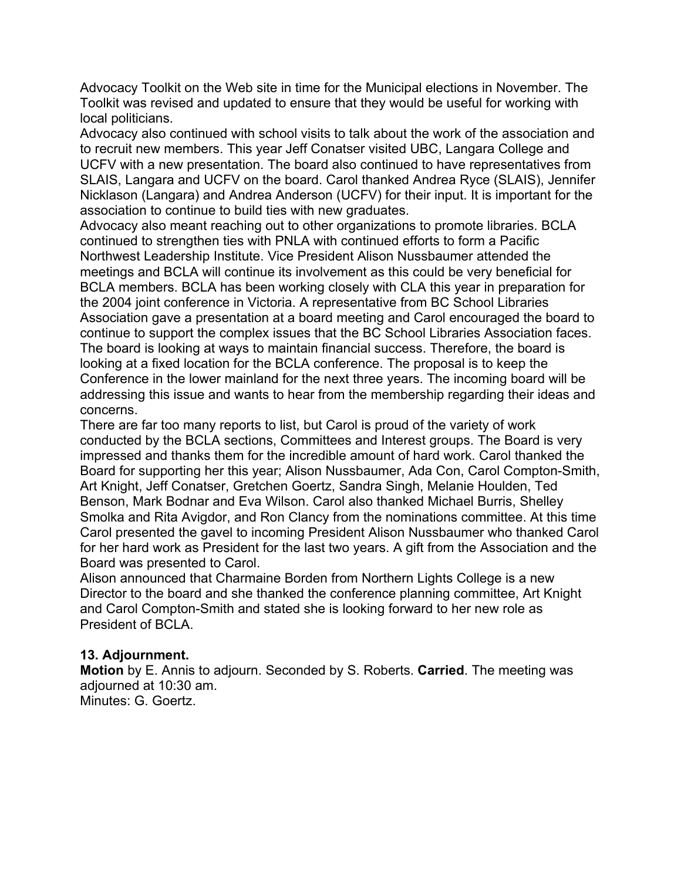Advocacy Toolkit on the Web site in time for the Municipal elections in November. The Toolkit was revised and updated to ensure that they would be useful for working with local politicians.

Advocacy also continued with school visits to talk about the work of the association and to recruit new members. This year Jeff Conatser visited UBC, Langara College and UCFV with a new presentation. The board also continued to have representatives from SLAIS, Langara and UCFV on the board. Carol thanked Andrea Ryce (SLAIS), Jennifer Nicklason (Langara) and Andrea Anderson (UCFV) for their input. It is important for the association to continue to build ties with new graduates.

Advocacy also meant reaching out to other organizations to promote libraries. BCLA continued to strengthen ties with PNLA with continued efforts to form a Pacific Northwest Leadership Institute. Vice President Alison Nussbaumer attended the meetings and BCLA will continue its involvement as this could be very beneficial for BCLA members. BCLA has been working closely with CLA this year in preparation for the 2004 joint conference in Victoria. A representative from BC School Libraries Association gave a presentation at a board meeting and Carol encouraged the board to continue to support the complex issues that the BC School Libraries Association faces.

The board is looking at ways to maintain financial success. Therefore, the board is looking at a fixed location for the BCLA conference. The proposal is to keep the Conference in the lower mainland for the next three years. The incoming board will be addressing this issue and wants to hear from the membership regarding their ideas and concerns.

There are far too many reports to list, but Carol is proud of the variety of work conducted by the BCLA sections, Committees and Interest groups. The Board is very impressed and thanks them for the incredible amount of hard work. Carol thanked the Board for supporting her this year; Alison Nussbaumer, Ada Con, Carol Compton-Smith, Art Knight, Jeff Conatser, Gretchen Goertz, Sandra Singh, Melanie Houlden, Ted Benson, Mark Bodnar and Eva Wilson. Carol also thanked Michael Burris, Shelley Smolka and Rita Avigdor, and Ron Clancy from the nominations committee. At this time Carol presented the gavel to incoming President Alison Nussbaumer who thanked Carol for her hard work as President for the last two years. A gift from the Association and the Board was presented to Carol.

Alison announced that Charmaine Borden from Northern Lights College is a new Director to the board and she thanked the conference planning committee, Art Knight and Carol Compton-Smith and stated she is looking forward to her new role as President of BCLA.

**13. Adjournment.**

**Motion** by E. Annis to adjourn. Seconded by S. Roberts. **Carried**. The meeting was adjourned at 10:30 am.

Minutes: G. Goertz.